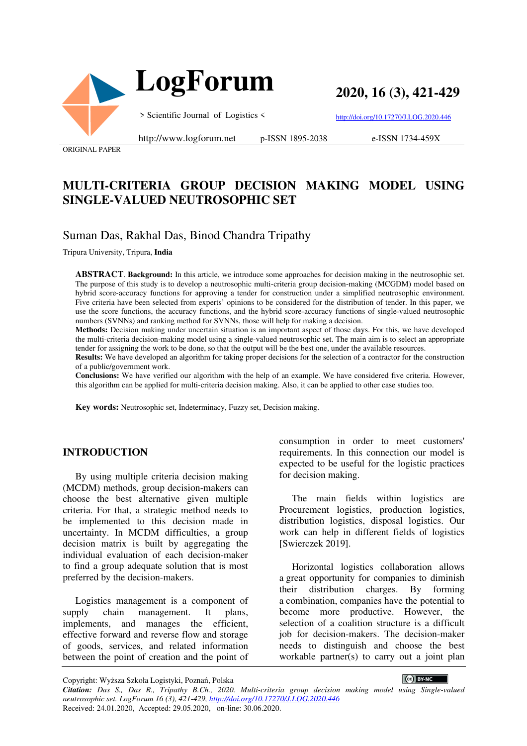ORIGINAL PAPER

# MULTI-CRITERIA GROUP DECISION MAKING MODEL USING SINGLE-VALUED NEUTROSOPHIC SET

Suman Das, Rakhal Das, Binod Chandra Tripathy

Tripura University, Tripura, **India**

**ABSTRACT**. **Background:** In this article, we introduce some approaches for decision making in the neutrosophic set. The purpose of this study is to develop a neutrosophic multi-criteria group decision-making (MCGDM) model based on hybrid score-accuracy functions for approving a tender for construction under a simplified neutrosophic environment. Five criteria have been selected from experts' opinions to be considered for the distribution of tender. In this paper, we use the score functions, the accuracy functions, and the hybrid score-accuracy functions of single-valued neutrosophic numbers (SVNNs) and ranking method for SVNNs, those will help for making a decision.

**Methods:** Decision making under uncertain situation is an important aspect of those days. For this, we have developed the multi-criteria decision-making model using a single-valued neutrosophic set. The main aim is to select an appropriate tender for assigning the work to be done, so that the output will be the best one, under the available resources.

**Results:** We have developed an algorithm for taking proper decisions for the selection of a contractor for the construction of a public/government work.

**Conclusions:** We have verified our algorithm with the help of an example. We have considered five criteria. However, this algorithm can be applied for multi-criteria decision making. Also, it can be applied to other case studies too.

**Key words:** Neutrosophic set, Indeterminacy, Fuzzy set, Decision making.

## INTRODUCTION

By using multiple criteria decision making (MCDM) methods, group decision-makers can choose the best alternative given multiple criteria. For that, a strategic method needs to be implemented to this decision made in uncertainty. In MCDM difficulties, a group decision matrix is built by aggregating the individual evaluation of each decision-maker to find a group adequate solution that is most preferred by the decision-makers.

Logistics management is a component of supply chain management. It plans, implements, and manages the efficient, effective forward and reverse flow and storage of goods, services, and related information between the point of creation and the point of consumption in order to meet customers' requirements. In this connection our model is expected to be useful for the logistic practices for decision making.

The main fields within logistics are Procurement logistics, production logistics, distribution logistics, disposal logistics. Our work can help in different fields of logistics [Swierczek 2019].

Horizontal logistics collaboration allows a great opportunity for companies to diminish their distribution charges. By forming a combination, companies have the potential to become more productive. However, the selection of a coalition structure is a difficult job for decision-makers. The decision-maker needs to distinguish and choose the best workable partner(s) to carry out a joint plan

Copyright: Wyższa Szkoła Logistyki, Poznań, Polska

*Citation: Das S., Das R., Tripathy B.Ch., 2020. Multi-criteria group decision making model using Single-valued neutrosophic set. LogForum 16 (3), 421-429, http://doi.org/10.17270/J.LOG.2020.446*

Received: 24.01.2020, Accepted: 29.05.2020, on-line: 30.06.2020.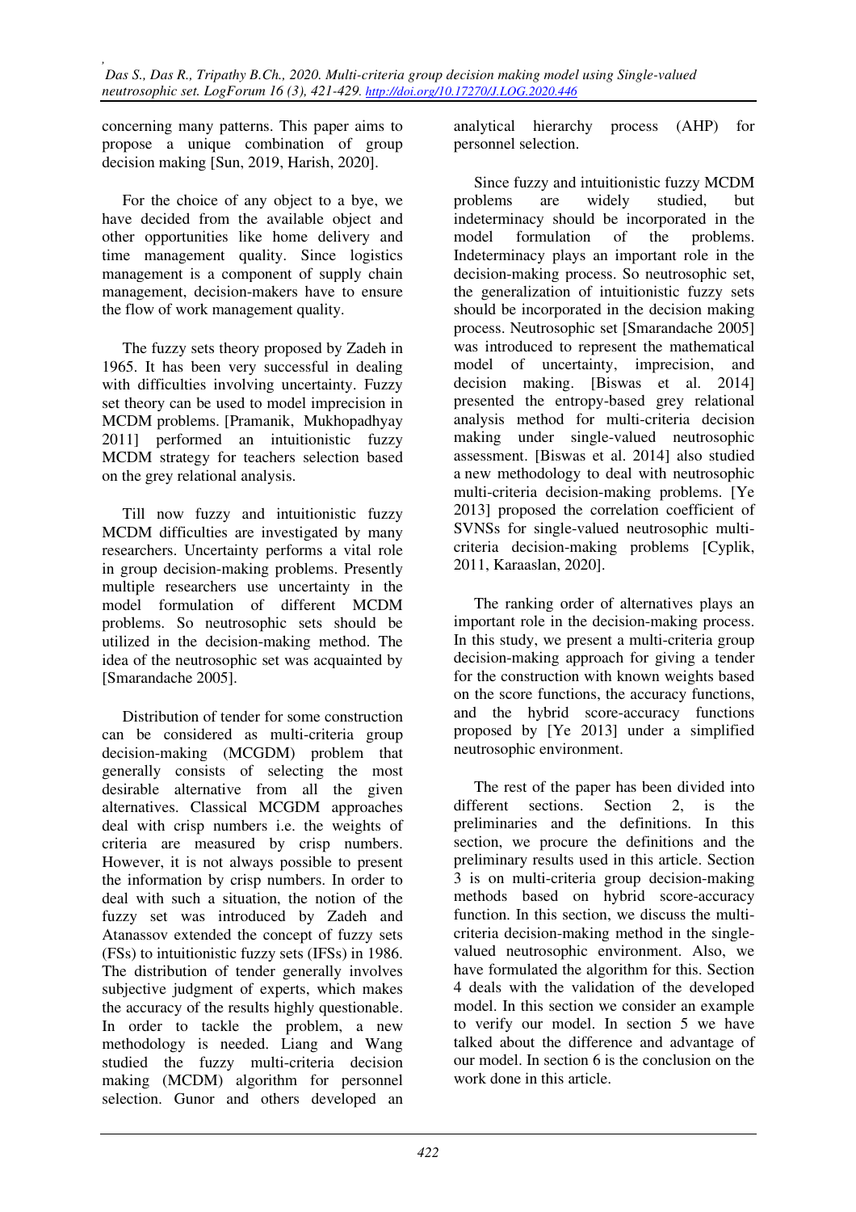concerning many patterns. This paper aims to propose a unique combination of group decision making [Sun, 2019, Harish, 2020].

For the choice of any object to a bye, we have decided from the available object and other opportunities like home delivery and time management quality. Since logistics management is a component of supply chain management, decision-makers have to ensure the flow of work management quality.

The fuzzy sets theory proposed by Zadeh in 1965. It has been very successful in dealing with difficulties involving uncertainty. Fuzzy set theory can be used to model imprecision in MCDM problems. [Pramanik, Mukhopadhyay 2011] performed an intuitionistic fuzzy MCDM strategy for teachers selection based on the grey relational analysis.

Till now fuzzy and intuitionistic fuzzy MCDM difficulties are investigated by many researchers. Uncertainty performs a vital role in group decision-making problems. Presently multiple researchers use uncertainty in the model formulation of different MCDM problems. So neutrosophic sets should be utilized in the decision-making method. The idea of the neutrosophic set was acquainted by [Smarandache 2005].

Distribution of tender for some construction can be considered as multi-criteria group decision-making (MCGDM) problem that generally consists of selecting the most desirable alternative from all the given alternatives. Classical MCGDM approaches deal with crisp numbers i.e. the weights of criteria are measured by crisp numbers. However, it is not always possible to present the information by crisp numbers. In order to deal with such a situation, the notion of the fuzzy set was introduced by Zadeh and Atanassov extended the concept of fuzzy sets (FSs) to intuitionistic fuzzy sets (IFSs) in 1986. The distribution of tender generally involves subjective judgment of experts, which makes the accuracy of the results highly questionable. In order to tackle the problem, a new methodology is needed. Liang and Wang studied the fuzzy multi-criteria decision making (MCDM) algorithm for personnel selection. Gunor and others developed an analytical hierarchy process (AHP) for personnel selection.

Since fuzzy and intuitionistic fuzzy MCDM problems are widely studied, but indeterminacy should be incorporated in the model formulation of the problems. Indeterminacy plays an important role in the decision-making process. So neutrosophic set, the generalization of intuitionistic fuzzy sets should be incorporated in the decision making process. Neutrosophic set [Smarandache 2005] was introduced to represent the mathematical model of uncertainty, imprecision, and decision making. [Biswas et al. 2014] presented the entropy-based grey relational analysis method for multi-criteria decision making under single-valued neutrosophic assessment. [Biswas et al. 2014] also studied a new methodology to deal with neutrosophic multi-criteria decision-making problems. [Ye 2013] proposed the correlation coefficient of SVNSs for single-valued neutrosophic multi-criteria decision-making problems [Cyplik, 2011, Karaaslan, 2020].

The ranking order of alternatives plays an important role in the decision-making process. In this study, we present a multi-criteria group decision-making approach for giving a tender for the construction with known weights based on the score functions, the accuracy functions, and the hybrid score-accuracy functions proposed by [Ye 2013] under a simplified neutrosophic environment.

The rest of the paper has been divided into different sections. Section 2, is the preliminaries and the definitions. In this section, we procure the definitions and the preliminary results used in this article. Section 3 is on multi-criteria group decision-making methods based on hybrid score-accuracy function. In this section, we discuss the multi-criteria decision-making method in the single-valued neutrosophic environment. Also, we have formulated the algorithm for this. Section 4 deals with the validation of the developed model. In this section we consider an example to verify our model. In section 5 we have talked about the difference and advantage of our model. In section 6 is the conclusion on the work done in this article.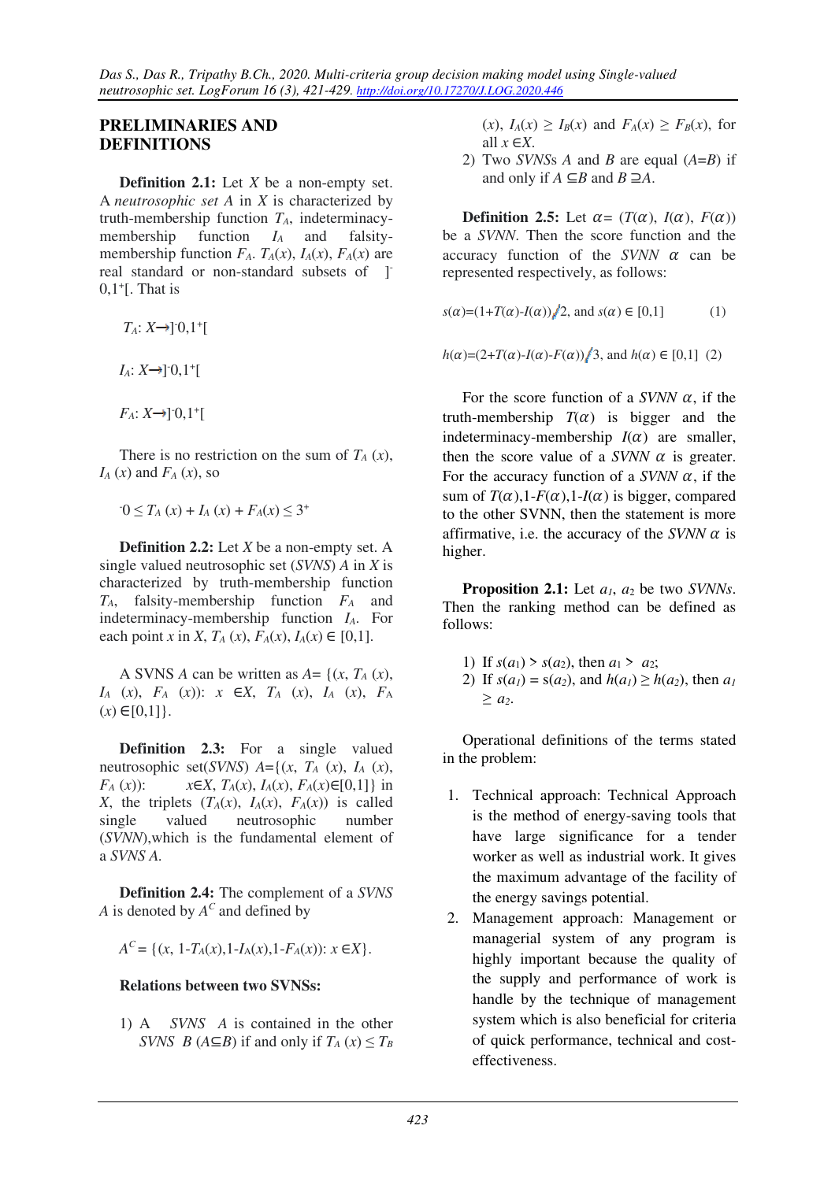## PRELIMINARIES AND DEFINITIONS

**Definition 2.1:** Let $X$ be a non-empty set. A *neutrosophic set A* in $X$ is characterized by truth-membership function $T_A$, indeterminacy-membership function $I_A$ and falsity-membership function $F_A$. $T_A(x)$, $I_A(x)$, $F_A(x)$ are real standard or non-standard subsets of $]^{-}0,1^{+}[$. That is

$$T_A: X \to ]^{-}0,1^{+}[$$

$$I_A: X \to ]^{-}0,1^{+}[$$

$$F_A: X \to ]^{-}0,1^{+}[$$

There is no restriction on the sum of $T_A(x)$, $I_A(x)$ and $F_A(x)$, so

$$^{-}0 \leq T_A(x) + I_A(x) + F_A(x) \leq 3^{+}$$

**Definition 2.2:** Let $X$ be a non-empty set. A single valued neutrosophic set (*SVNS*) $A$ in $X$ is characterized by truth-membership function $T_A$, falsity-membership function $F_A$ and indeterminacy-membership function $I_A$. For each point $x$ in $X$, $T_A(x), F_A(x), I_A(x) \in [0,1]$.

A SVNS $A$ can be written as $A = \{(x, T_A(x), I_A(x), F_A(x)): x \in X, T_A(x), I_A(x), F_A(x) \in [0,1]\}$.

**Definition 2.3:** For a single valued neutrosophic set(*SVNS*) $A=\{(x, T_A(x), I_A(x), F_A(x)): x \in X, T_A(x), I_A(x), F_A(x) \in [0,1]\}$ in $X$, the triplets $(T_A(x), I_A(x), F_A(x))$ is called single valued neutrosophic number (*SVNN*),which is the fundamental element of a *SVNS A*.

**Definition 2.4:** The complement of a *SVNS* $A$ is denoted by $A^C$ and defined by

$$A^C = \{(x, 1-T_A(x), 1-I_A(x), 1-F_A(x)): x \in X\}.$$

**Relations between two SVNSs:**

1) A *SVNS A* is contained in the other *SVNS B* ($A \subseteq B$) if and only if $T_A(x) \leq T_B(x)$, $I_A(x) \geq I_B(x)$ and $F_A(x) \geq F_B(x)$, for all $x \in X$.
2) Two *SVNSs A* and *B* are equal ($A=B$) if and only if $A \subseteq B$ and $B \supseteq A$.

**Definition 2.5:** Let $\alpha = (T(\alpha), I(\alpha), F(\alpha))$ be a *SVNN*. Then the score function and the accuracy function of the *SVNN* $\alpha$ can be represented respectively, as follows:

$$s(\alpha)=(1+T(\alpha)-I(\alpha))/2, \text{ and } s(\alpha) \in [0,1] \quad (1)$$

$$h(\alpha)=(2+T(\alpha)-I(\alpha)-F(\alpha))/3, \text{ and } h(\alpha) \in [0,1] \quad (2)$$

For the score function of a *SVNN* $\alpha$, if the truth-membership $T(\alpha)$ is bigger and the indeterminacy-membership $I(\alpha)$ are smaller, then the score value of a *SVNN* $\alpha$ is greater. For the accuracy function of a *SVNN* $\alpha$, if the sum of $T(\alpha)$,$1-F(\alpha)$,$1-I(\alpha)$ is bigger, compared to the other SVNN, then the statement is more affirmative, i.e. the accuracy of the *SVNN* $\alpha$ is higher.

**Proposition 2.1:** Let $a_1$, $a_2$ be two *SVNNs*. Then the ranking method can be defined as follows:

1) If $s(a_1) > s(a_2)$, then $a_1 > a_2$;
2) If $s(a_1) = s(a_2)$, and $h(a_1) \geq h(a_2)$, then $a_1 \geq a_2$.

Operational definitions of the terms stated in the problem:

1. Technical approach: Technical Approach is the method of energy-saving tools that have large significance for a tender worker as well as industrial work. It gives the maximum advantage of the facility of the energy savings potential.
2. Management approach: Management or managerial system of any program is highly important because the quality of the supply and performance of work is handle by the technique of management system which is also beneficial for criteria of quick performance, technical and cost-effectiveness.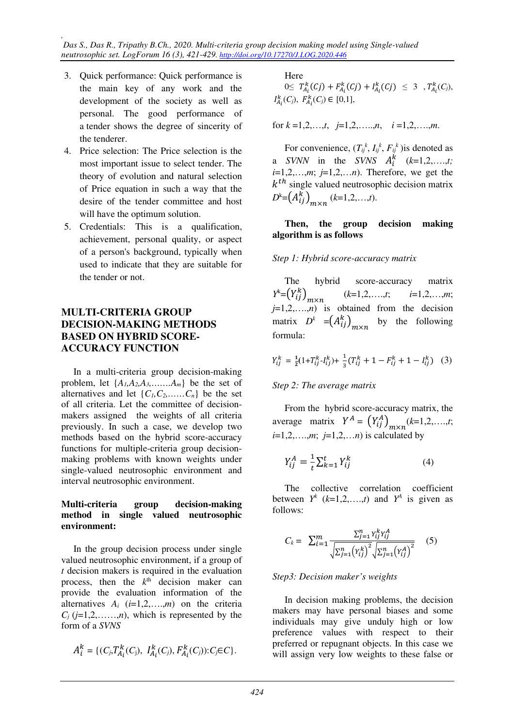3. Quick performance: Quick performance is the main key of any work and the development of the society as well as personal. The good performance of a tender shows the degree of sincerity of the tenderer.
4. Price selection: The Price selection is the most important issue to select tender. The theory of evolution and natural selection of Price equation in such a way that the desire of the tender committee and host will have the optimum solution.
5. Credentials: This is a qualification, achievement, personal quality, or aspect of a person's background, typically when used to indicate that they are suitable for the tender or not.

## MULTI-CRITERIA GROUP DECISION-MAKING METHODS BASED ON HYBRID SCORE-ACCURACY FUNCTION

In a multi-criteria group decision-making problem, let $\{A_1, A_2, A_3, \ldots\ldots. A_m\}$ be the set of alternatives and let $\{C_1, C_2, \ldots\ldots C_n\}$ be the set of all criteria. Let the committee of decision-makers assigned the weights of all criteria previously. In such a case, we develop two methods based on the hybrid score-accuracy functions for multiple-criteria group decision-making problems with known weights under single-valued neutrosophic environment and interval neutrosophic environment.

### Multi-criteria group decision-making method in single valued neutrosophic environment:

In the group decision process under single valued neutrosophic environment, if a group of $t$ decision makers is required in the evaluation process, then the $k^{th}$ decision maker can provide the evaluation information of the alternatives $A_i$ ($i$=1,2,….,$m$) on the criteria $C_j$ ($j$=1,2,…….,$n$), which is represented by the form of a *SVNS*

$$A_i^k = \{(C_j, T_{A_i}^k(C_j),\ I_{A_i}^k(C_j), F_{A_i}^k(C_j)) : C_j \in C\}.$$

Here

$0 \leq\ T_{A_i}^k(Cj) + F_{A_i}^k(Cj) + I_{A_i}^k(Cj)\ \leq\ 3$ , $T_{A_i}^k(C_j)$, $I_{A_i}^k(C_j)$, $F_{A_i}^k(C_j) \in [0,1]$,

for $k$ =1,2,…,$t$, $j$=1,2,…..,$n$, $i$ =1,2,….,$m$.

For convenience, $(T_{ij}^k, I_{ij}^k, F_{ij}^k)$ is denoted as a *SVNN* in the *SVNS* $A_i^k$ ($k$=1,2,….,$t$; $i$=1,2,…,$m$; $j$=1,2,…$n$). Therefore, we get the $k^{th}$ single valued neutrosophic decision matrix $D^k = \left(A_{ij}^k\right)_{m\times n}$ ($k$=1,2,…,$t$).

**Then, the group decision making algorithm is as follows**

*Step 1: Hybrid score-accuracy matrix*

The hybrid score-accuracy matrix $Y^k = \left(Y_{ij}^k\right)_{m\times n}$ ($k$=1,2,….,$t$; $i$=1,2,…,$m$; $j$=1,2,….,$n$) is obtained from the decision matrix $D^k = \left(A_{ij}^k\right)_{m\times n}$ by the following formula:

$$Y_{ij}^k = \tfrac{1}{2}(1+T_{ij}^k - I_{ij}^k) + \tfrac{1}{3}(T_{ij}^k + 1 - F_{ij}^k + 1 - I_{ij}^k) \quad (3)$$

*Step 2: The average matrix*

From the hybrid score-accuracy matrix, the average matrix $Y^A = \left(Y_{ij}^A\right)_{m\times n}$ ($k$=1,2,….,$t$; $i$=1,2,….,$m$; $j$=1,2,…$n$) is calculated by

$$Y_{ij}^A = \frac{1}{t}\sum_{k=1}^{t} Y_{ij}^k \quad (4)$$

The collective correlation coefficient between $Y^k$ ($k$=1,2,….,$t$) and $Y^A$ is given as follows:

$$C_k = \sum_{i=1}^{m} \frac{\sum_{j=1}^{n} Y_{ij}^k Y_{ij}^A}{\sqrt{\sum_{j=1}^{n}\left(Y_{ij}^k\right)^2}\sqrt{\sum_{j=1}^{n}\left(Y_{ij}^A\right)^2}} \quad (5)$$

*Step3: Decision maker's weights*

In decision making problems, the decision makers may have personal biases and some individuals may give unduly high or low preference values with respect to their preferred or repugnant objects. In this case we will assign very low weights to these false or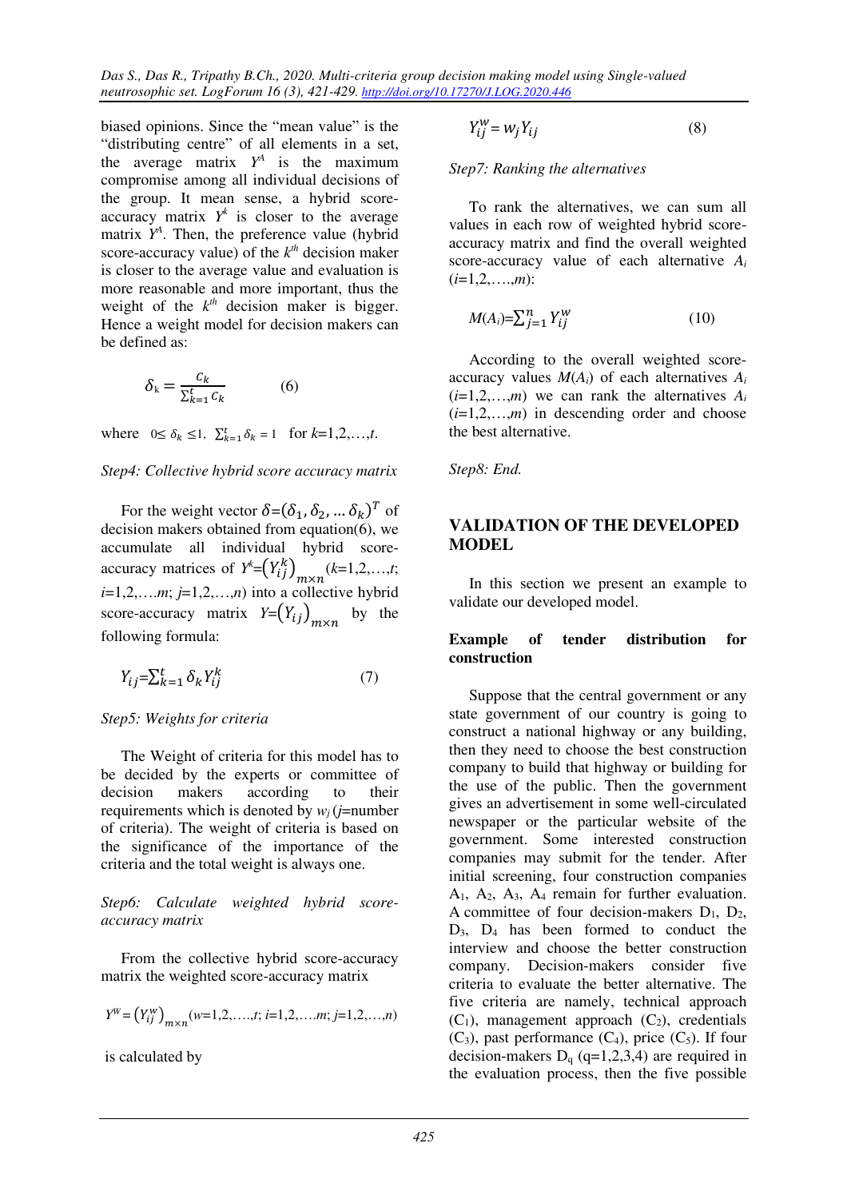biased opinions. Since the "mean value" is the "distributing centre" of all elements in a set, the average matrix $Y^A$ is the maximum compromise among all individual decisions of the group. It mean sense, a hybrid score-accuracy matrix $Y^k$ is closer to the average matrix $Y^A$. Then, the preference value (hybrid score-accuracy value) of the $k^{th}$ decision maker is closer to the average value and evaluation is more reasonable and more important, thus the weight of the $k^{th}$ decision maker is bigger. Hence a weight model for decision makers can be defined as:

$$\delta_k = \frac{c_k}{\sum_{k=1}^{t} c_k} \qquad (6)$$

where $0 \le \delta_k \le 1$, $\sum_{k=1}^{t} \delta_k = 1$ for $k$=1,2,…,$t$.

*Step4: Collective hybrid score accuracy matrix*

For the weight vector $\delta = (\delta_1, \delta_2, \dots \delta_k)^T$ of decision makers obtained from equation(6), we accumulate all individual hybrid score-accuracy matrices of $Y^k = \left(Y_{ij}^k\right)_{m\times n}$ ($k$=1,2,…,$t$; $i$=1,2,….$m$; $j$=1,2,…,$n$) into a collective hybrid score-accuracy matrix $Y = \left(Y_{ij}\right)_{m\times n}$ by the following formula:

$$Y_{ij} = \sum_{k=1}^{t} \delta_k Y_{ij}^k \qquad (7)$$

*Step5: Weights for criteria*

The Weight of criteria for this model has to be decided by the experts or committee of decision makers according to their requirements which is denoted by $w_j$ ($j$=number of criteria). The weight of criteria is based on the significance of the importance of the criteria and the total weight is always one.

*Step6: Calculate weighted hybrid score-accuracy matrix*

From the collective hybrid score-accuracy matrix the weighted score-accuracy matrix

$Y^W = \left(Y_{ij}^w\right)_{m\times n}$ ($w$=1,2,….,$t$; $i$=1,2,….$m$; $j$=1,2,…,$n$)

is calculated by

$$Y_{ij}^w = w_j Y_{ij} \qquad (8)$$

*Step7: Ranking the alternatives*

To rank the alternatives, we can sum all values in each row of weighted hybrid score-accuracy matrix and find the overall weighted score-accuracy value of each alternative $A_i$ ($i$=1,2,….,$m$):

$$M(A_i) = \sum_{j=1}^{n} Y_{ij}^w \qquad (10)$$

According to the overall weighted score-accuracy values $M(A_i)$ of each alternatives $A_i$ ($i$=1,2,…,$m$) we can rank the alternatives $A_i$ ($i$=1,2,…,$m$) in descending order and choose the best alternative.

*Step8: End.*

## VALIDATION OF THE DEVELOPED MODEL

In this section we present an example to validate our developed model.

### Example of tender distribution for construction

Suppose that the central government or any state government of our country is going to construct a national highway or any building, then they need to choose the best construction company to build that highway or building for the use of the public. Then the government gives an advertisement in some well-circulated newspaper or the particular website of the government. Some interested construction companies may submit for the tender. After initial screening, four construction companies $A_1$, $A_2$, $A_3$, $A_4$ remain for further evaluation. A committee of four decision-makers $D_1$, $D_2$, $D_3$, $D_4$ has been formed to conduct the interview and choose the better construction company. Decision-makers consider five criteria to evaluate the better alternative. The five criteria are namely, technical approach ($C_1$), management approach ($C_2$), credentials ($C_3$), past performance ($C_4$), price ($C_5$). If four decision-makers $D_q$ (q=1,2,3,4) are required in the evaluation process, then the five possible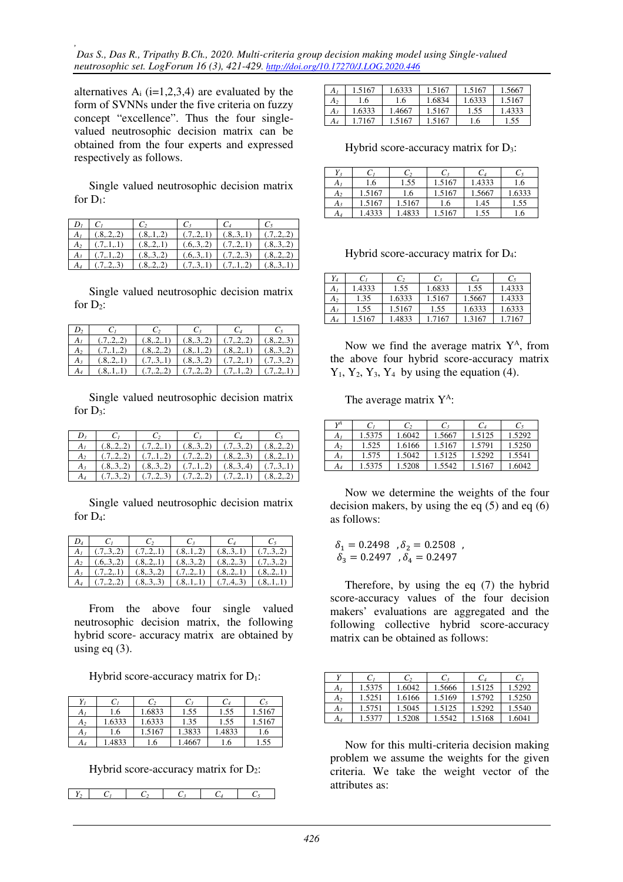alternatives $A_i$ (i=1,2,3,4) are evaluated by the form of SVNNs under the five criteria on fuzzy concept "excellence". Thus the four single-valued neutrosophic decision matrix can be obtained from the four experts and expressed respectively as follows.

Single valued neutrosophic decision matrix for $D_1$:

| $D_1$ | $C_1$ | $C_2$ | $C_3$ | $C_4$ | $C_5$ |
|---|---|---|---|---|---|
| $A_1$ | (.8,.2,.2) | (.8,.1,.2) | (.7,.2,.1) | (.8,.3,.1) | (.7,.2,.2) |
| $A_2$ | (.7,.1,.1) | (.8,.2,.1) | (.6,.3,.2) | (.7,.2,.1) | (.8,.3,.2) |
| $A_3$ | (.7,.1,.2) | (.8,.3,.2) | (.6,.3,.1) | (.7,.2,.3) | (.8,.2,.2) |
| $A_4$ | (.7,.2,.3) | (.8,.2,.2) | (.7,.3,.1) | (.7,.1,.2) | (.8,.3,.1) |

Single valued neutrosophic decision matrix for $D_2$:

| $D_2$ | $C_1$ | $C_2$ | $C_3$ | $C_4$ | $C_5$ |
|---|---|---|---|---|---|
| $A_1$ | (.7,.2,.2) | (.8,.2,.1) | (.8,.3,.2) | (.7,.2,.2) | (.8,.2,.3) |
| $A_2$ | (.7,.1,.2) | (.8,.2,.2) | (.8,.1,.2) | (.8,.2,.1) | (.8,.3,.2) |
| $A_3$ | (.8,.2,.1) | (.7,.3,.1) | (.8,.3,.2) | (.7,.2,.1) | (.7,.3,.2) |
| $A_4$ | (.8,.1,.1) | (.7,.2,.2) | (.7,.2,.2) | (.7,.1,.2) | (.7,.2,.1) |

Single valued neutrosophic decision matrix for $D_3$:

| $D_3$ | $C_1$ | $C_2$ | $C_3$ | $C_4$ | $C_5$ |
|---|---|---|---|---|---|
| $A_1$ | (.8,.2,.2) | (.7,.2,.1) | (.8,.3,.2) | (.7,.3,.2) | (.8,.2,.2) |
| $A_2$ | (.7,.2,.2) | (.7,.1,.2) | (.7,.2,.2) | (.8,.2,.3) | (.8,.2,.1) |
| $A_3$ | (.8,.3,.2) | (.8,.3,.2) | (.7,.1,.2) | (.8,.3,.4) | (.7,.3,.1) |
| $A_4$ | (.7,.3,.2) | (.7,.2,.3) | (.7,.2,.2) | (.7,.2,.1) | (.8,.2,.2) |

Single valued neutrosophic decision matrix for $D_4$:

| $D_4$ | $C_1$ | $C_2$ | $C_3$ | $C_4$ | $C_5$ |
|---|---|---|---|---|---|
| $A_1$ | (.7,.3,.2) | (.7,.2,.1) | (.8,.1,.2) | (.8,.3,.1) | (.7,.3,.2) |
| $A_2$ | (.6,.3,.2) | (.8,.2,.1) | (.8,.3,.2) | (.8,.2,.3) | (.7,.3,.2) |
| $A_3$ | (.7,.2,.1) | (.8,.3,.2) | (.7,.2,.1) | (.8,.2,.1) | (.8,.2,.1) |
| $A_4$ | (.7,.2,.2) | (.8,.3,.3) | (.8,.1,.1) | (.7,.4,.3) | (.8,.1,.1) |

From the above four single valued neutrosophic decision matrix, the following hybrid score- accuracy matrix are obtained by using eq (3).

Hybrid score-accuracy matrix for $D_1$:

| $Y_1$ | $C_1$ | $C_2$ | $C_3$ | $C_4$ | $C_5$ |
|---|---|---|---|---|---|
| $A_1$ | 1.6 | 1.6833 | 1.55 | 1.55 | 1.5167 |
| $A_2$ | 1.6333 | 1.6333 | 1.35 | 1.55 | 1.5167 |
| $A_3$ | 1.6 | 1.5167 | 1.3833 | 1.4833 | 1.6 |
| $A_4$ | 1.4833 | 1.6 | 1.4667 | 1.6 | 1.55 |

Hybrid score-accuracy matrix for $D_2$:

| $Y_2$ | $C_1$ | $C_2$ | $C_3$ | $C_4$ | $C_5$ |
|---|---|---|---|---|---|
| $A_1$ | 1.5167 | 1.6333 | 1.5167 | 1.5167 | 1.5667 |
| $A_2$ | 1.6 | 1.6 | 1.6834 | 1.6333 | 1.5167 |
| $A_3$ | 1.6333 | 1.4667 | 1.5167 | 1.55 | 1.4333 |
| $A_4$ | 1.7167 | 1.5167 | 1.5167 | 1.6 | 1.55 |

Hybrid score-accuracy matrix for $D_3$:

| $Y_3$ | $C_1$ | $C_2$ | $C_3$ | $C_4$ | $C_5$ |
|---|---|---|---|---|---|
| $A_1$ | 1.6 | 1.55 | 1.5167 | 1.4333 | 1.6 |
| $A_2$ | 1.5167 | 1.6 | 1.5167 | 1.5667 | 1.6333 |
| $A_3$ | 1.5167 | 1.5167 | 1.6 | 1.45 | 1.55 |
| $A_4$ | 1.4333 | 1.4833 | 1.5167 | 1.55 | 1.6 |

Hybrid score-accuracy matrix for $D_4$:

| $Y_4$ | $C_1$ | $C_2$ | $C_3$ | $C_4$ | $C_5$ |
|---|---|---|---|---|---|
| $A_1$ | 1.4333 | 1.55 | 1.6833 | 1.55 | 1.4333 |
| $A_2$ | 1.35 | 1.6333 | 1.5167 | 1.5667 | 1.4333 |
| $A_3$ | 1.55 | 1.5167 | 1.55 | 1.6333 | 1.6333 |
| $A_4$ | 1.5167 | 1.4833 | 1.7167 | 1.3167 | 1.7167 |

Now we find the average matrix $Y^A$, from the above four hybrid score-accuracy matrix $Y_1$, $Y_2$, $Y_3$, $Y_4$ by using the equation (4).

The average matrix $Y^A$:

| $Y^A$ | $C_1$ | $C_2$ | $C_3$ | $C_4$ | $C_5$ |
|---|---|---|---|---|---|
| $A_1$ | 1.5375 | 1.6042 | 1.5667 | 1.5125 | 1.5292 |
| $A_2$ | 1.525 | 1.6166 | 1.5167 | 1.5791 | 1.5250 |
| $A_3$ | 1.575 | 1.5042 | 1.5125 | 1.5292 | 1.5541 |
| $A_4$ | 1.5375 | 1.5208 | 1.5542 | 1.5167 | 1.6042 |

Now we determine the weights of the four decision makers, by using the eq (5) and eq (6) as follows:

$$\delta_1 = 0.2498 \ \ , \delta_2 = 0.2508 \ \ ,$$
$$\delta_3 = 0.2497 \ \ , \delta_4 = 0.2497$$

Therefore, by using the eq (7) the hybrid score-accuracy values of the four decision makers' evaluations are aggregated and the following collective hybrid score-accuracy matrix can be obtained as follows:

| $Y$ | $C_1$ | $C_2$ | $C_3$ | $C_4$ | $C_5$ |
|---|---|---|---|---|---|
| $A_1$ | 1.5375 | 1.6042 | 1.5666 | 1.5125 | 1.5292 |
| $A_2$ | 1.5251 | 1.6166 | 1.5169 | 1.5792 | 1.5250 |
| $A_3$ | 1.5751 | 1.5045 | 1.5125 | 1.5292 | 1.5540 |
| $A_4$ | 1.5377 | 1.5208 | 1.5542 | 1.5168 | 1.6041 |

Now for this multi-criteria decision making problem we assume the weights for the given criteria. We take the weight vector of the attributes as: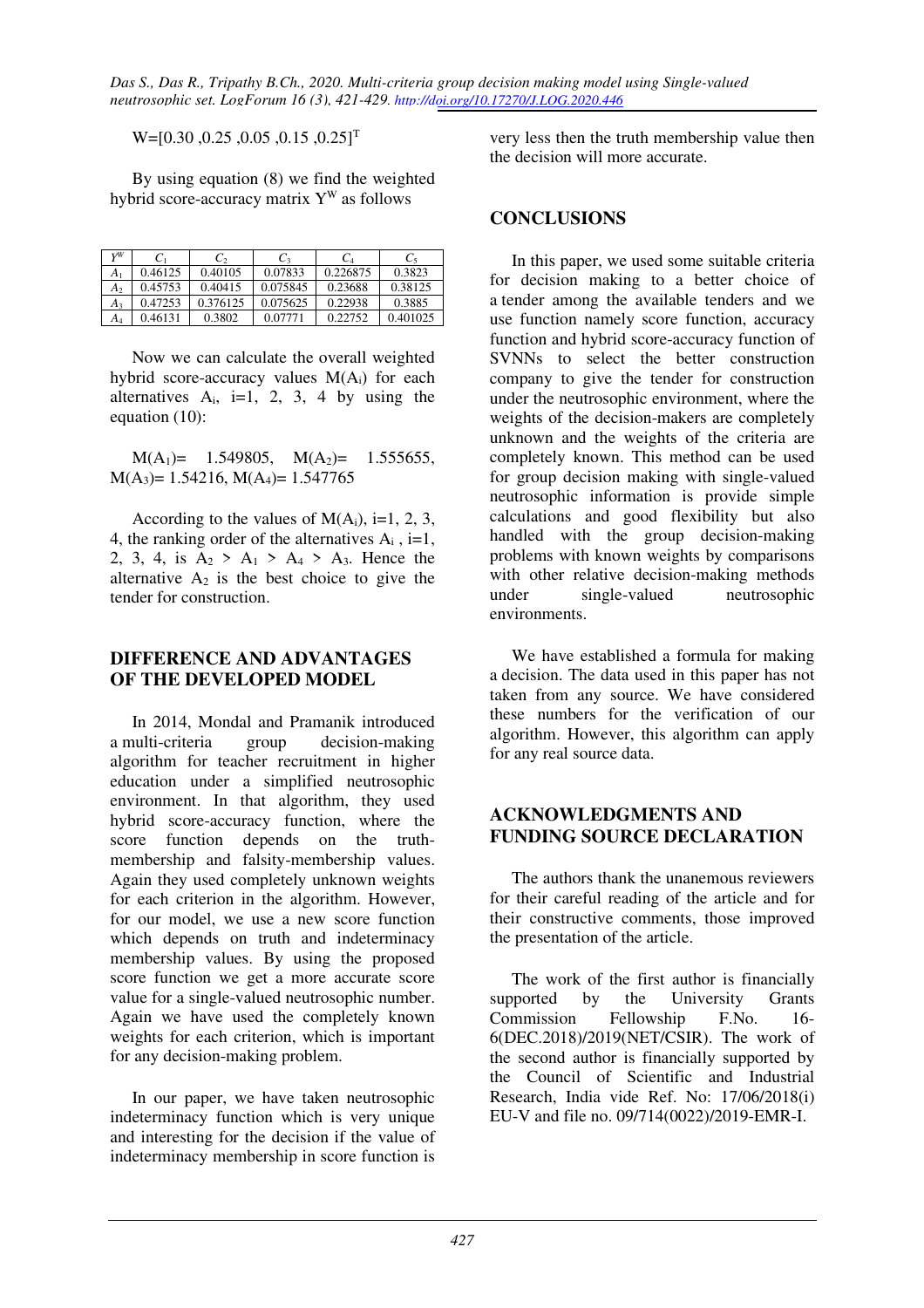$W=[0.30\ ,0.25\ ,0.05\ ,0.15\ ,0.25]^T$

By using equation (8) we find the weighted hybrid score-accuracy matrix $Y^W$ as follows

| $Y^W$ | $C_1$ | $C_2$ | $C_3$ | $C_4$ | $C_5$ |
|---|---|---|---|---|---|
| $A_1$ | 0.46125 | 0.40105 | 0.07833 | 0.226875 | 0.3823 |
| $A_2$ | 0.45753 | 0.40415 | 0.075845 | 0.23688 | 0.38125 |
| $A_3$ | 0.47253 | 0.376125 | 0.075625 | 0.22938 | 0.3885 |
| $A_4$ | 0.46131 | 0.3802 | 0.07771 | 0.22752 | 0.401025 |

Now we can calculate the overall weighted hybrid score-accuracy values $M(A_i)$ for each alternatives $A_i$, i=1, 2, 3, 4 by using the equation (10):

$M(A_1)=$ 1.549805, $M(A_2)=$ 1.555655, $M(A_3)=$ 1.54216, $M(A_4)=$ 1.547765

According to the values of $M(A_i)$, i=1, 2, 3, 4, the ranking order of the alternatives $A_i$ , i=1, 2, 3, 4, is $A_2 > A_1 > A_4 > A_3$. Hence the alternative $A_2$ is the best choice to give the tender for construction.

## DIFFERENCE AND ADVANTAGES OF THE DEVELOPED MODEL

In 2014, Mondal and Pramanik introduced a multi-criteria group decision-making algorithm for teacher recruitment in higher education under a simplified neutrosophic environment. In that algorithm, they used hybrid score-accuracy function, where the score function depends on the truth-membership and falsity-membership values. Again they used completely unknown weights for each criterion in the algorithm. However, for our model, we use a new score function which depends on truth and indeterminacy membership values. By using the proposed score function we get a more accurate score value for a single-valued neutrosophic number. Again we have used the completely known weights for each criterion, which is important for any decision-making problem.

In our paper, we have taken neutrosophic indeterminacy function which is very unique and interesting for the decision if the value of indeterminacy membership in score function is very less then the truth membership value then the decision will more accurate.

## CONCLUSIONS

In this paper, we used some suitable criteria for decision making to a better choice of a tender among the available tenders and we use function namely score function, accuracy function and hybrid score-accuracy function of SVNNs to select the better construction company to give the tender for construction under the neutrosophic environment, where the weights of the decision-makers are completely unknown and the weights of the criteria are completely known. This method can be used for group decision making with single-valued neutrosophic information is provide simple calculations and good flexibility but also handled with the group decision-making problems with known weights by comparisons with other relative decision-making methods under single-valued neutrosophic environments.

We have established a formula for making a decision. The data used in this paper has not taken from any source. We have considered these numbers for the verification of our algorithm. However, this algorithm can apply for any real source data.

## ACKNOWLEDGMENTS AND FUNDING SOURCE DECLARATION

The authors thank the unanemous reviewers for their careful reading of the article and for their constructive comments, those improved the presentation of the article.

The work of the first author is financially supported by the University Grants Commission Fellowship F.No. 16-6(DEC.2018)/2019(NET/CSIR). The work of the second author is financially supported by the Council of Scientific and Industrial Research, India vide Ref. No: 17/06/2018(i) EU-V and file no. 09/714(0022)/2019-EMR-I.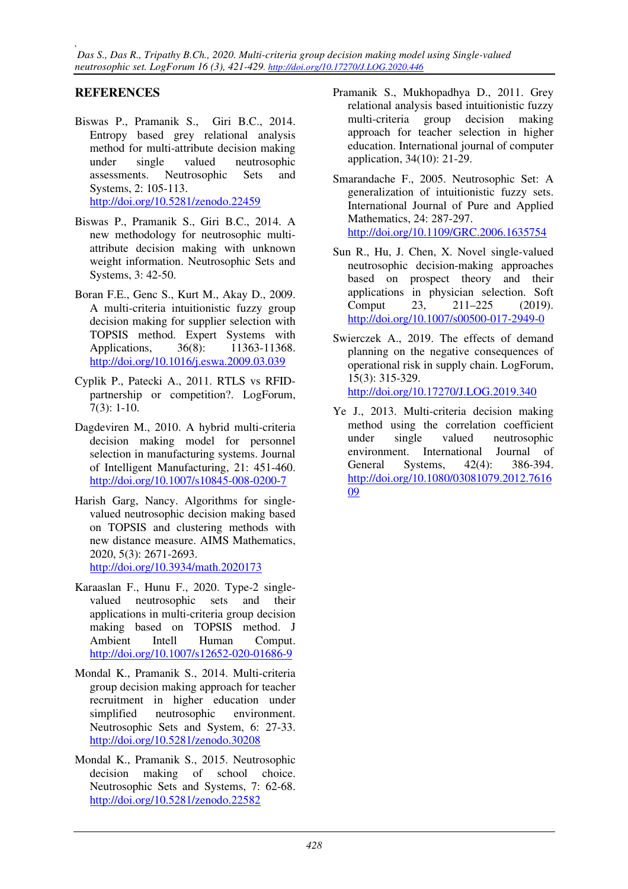## REFERENCES

Biswas P., Pramanik S., Giri B.C., 2014. Entropy based grey relational analysis method for multi-attribute decision making under single valued neutrosophic assessments. Neutrosophic Sets and Systems, 2: 105-113. http://doi.org/10.5281/zenodo.22459

Biswas P., Pramanik S., Giri B.C., 2014. A new methodology for neutrosophic multi-attribute decision making with unknown weight information. Neutrosophic Sets and Systems, 3: 42-50.

Boran F.E., Genc S., Kurt M., Akay D., 2009. A multi-criteria intuitionistic fuzzy group decision making for supplier selection with TOPSIS method. Expert Systems with Applications, 36(8): 11363-11368. http://doi.org/10.1016/j.eswa.2009.03.039

Cyplik P., Patecki A., 2011. RTLS vs RFID-partnership or competition?. LogForum, 7(3): 1-10.

Dagdeviren M., 2010. A hybrid multi-criteria decision making model for personnel selection in manufacturing systems. Journal of Intelligent Manufacturing, 21: 451-460. http://doi.org/10.1007/s10845-008-0200-7

Harish Garg, Nancy. Algorithms for single-valued neutrosophic decision making based on TOPSIS and clustering methods with new distance measure. AIMS Mathematics, 2020, 5(3): 2671-2693. http://doi.org/10.3934/math.2020173

Karaaslan F., Hunu F., 2020. Type-2 single-valued neutrosophic sets and their applications in multi-criteria group decision making based on TOPSIS method. J Ambient Intell Human Comput. http://doi.org/10.1007/s12652-020-01686-9

Mondal K., Pramanik S., 2014. Multi-criteria group decision making approach for teacher recruitment in higher education under simplified neutrosophic environment. Neutrosophic Sets and System, 6: 27-33. http://doi.org/10.5281/zenodo.30208

Mondal K., Pramanik S., 2015. Neutrosophic decision making of school choice. Neutrosophic Sets and Systems, 7: 62-68. http://doi.org/10.5281/zenodo.22582

Pramanik S., Mukhopadhya D., 2011. Grey relational analysis based intuitionistic fuzzy multi-criteria group decision making approach for teacher selection in higher education. International journal of computer application, 34(10): 21-29.

Smarandache F., 2005. Neutrosophic Set: A generalization of intuitionistic fuzzy sets. International Journal of Pure and Applied Mathematics, 24: 287-297. http://doi.org/10.1109/GRC.2006.1635754

Sun R., Hu, J. Chen, X. Novel single-valued neutrosophic decision-making approaches based on prospect theory and their applications in physician selection. Soft Comput 23, 211–225 (2019). http://doi.org/10.1007/s00500-017-2949-0

Swierczek A., 2019. The effects of demand planning on the negative consequences of operational risk in supply chain. LogForum, 15(3): 315-329. http://doi.org/10.17270/J.LOG.2019.340

Ye J., 2013. Multi-criteria decision making method using the correlation coefficient under single valued neutrosophic environment. International Journal of General Systems, 42(4): 386-394. http://doi.org/10.1080/03081079.2012.761609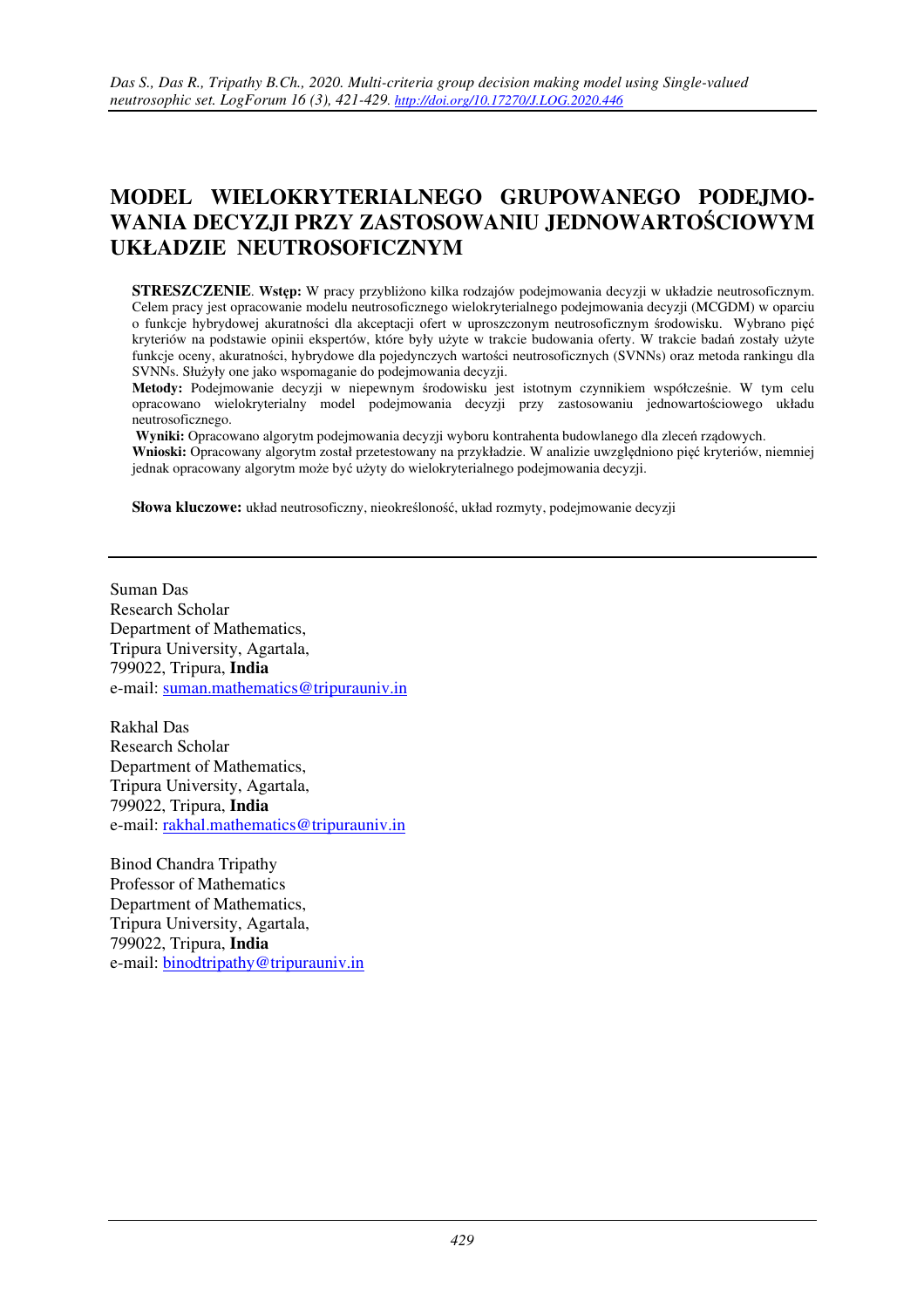# MODEL WIELOKRYTERIALNEGO GRUPOWANEGO PODEJMOWANIA DECYZJI PRZY ZASTOSOWANIU JEDNOWARTOŚCIOWYM UKŁADZIE NEUTROSOFICZNYM

**STRESZCZENIE**. **Wstęp:** W pracy przybliżono kilka rodzajów podejmowania decyzji w układzie neutrosoficznym. Celem pracy jest opracowanie modelu neutrosoficznego wielokryterialnego podejmowania decyzji (MCGDM) w oparciu o funkcje hybrydowej akuratności dla akceptacji ofert w uproszczonym neutrosoficznym środowisku. Wybrano pięć kryteriów na podstawie opinii ekspertów, które były użyte w trakcie budowania oferty. W trakcie badań zostały użyte funkcje oceny, akuratności, hybrydowe dla pojedynczych wartości neutrosoficznych (SVNNs) oraz metoda rankingu dla SVNNs. Służyły one jako wspomaganie do podejmowania decyzji.

**Metody:** Podejmowanie decyzji w niepewnym środowisku jest istotnym czynnikiem współcześnie. W tym celu opracowano wielokryterialny model podejmowania decyzji przy zastosowaniu jednowartościowego układu neutrosoficznego.

**Wyniki:** Opracowano algorytm podejmowania decyzji wyboru kontrahenta budowlanego dla zleceń rządowych.

**Wnioski:** Opracowany algorytm został przetestowany na przykładzie. W analizie uwzględniono pięć kryteriów, niemniej jednak opracowany algorytm może być użyty do wielokryterialnego podejmowania decyzji.

**Słowa kluczowe:** układ neutrosoficzny, nieokreśloność, układ rozmyty, podejmowanie decyzji

---

Suman Das
Research Scholar
Department of Mathematics,
Tripura University, Agartala,
799022, Tripura, **India**
e-mail: suman.mathematics@tripurauniv.in

Rakhal Das
Research Scholar
Department of Mathematics,
Tripura University, Agartala,
799022, Tripura, **India**
e-mail: rakhal.mathematics@tripurauniv.in

Binod Chandra Tripathy
Professor of Mathematics
Department of Mathematics,
Tripura University, Agartala,
799022, Tripura, **India**
e-mail: binodtripathy@tripurauniv.in